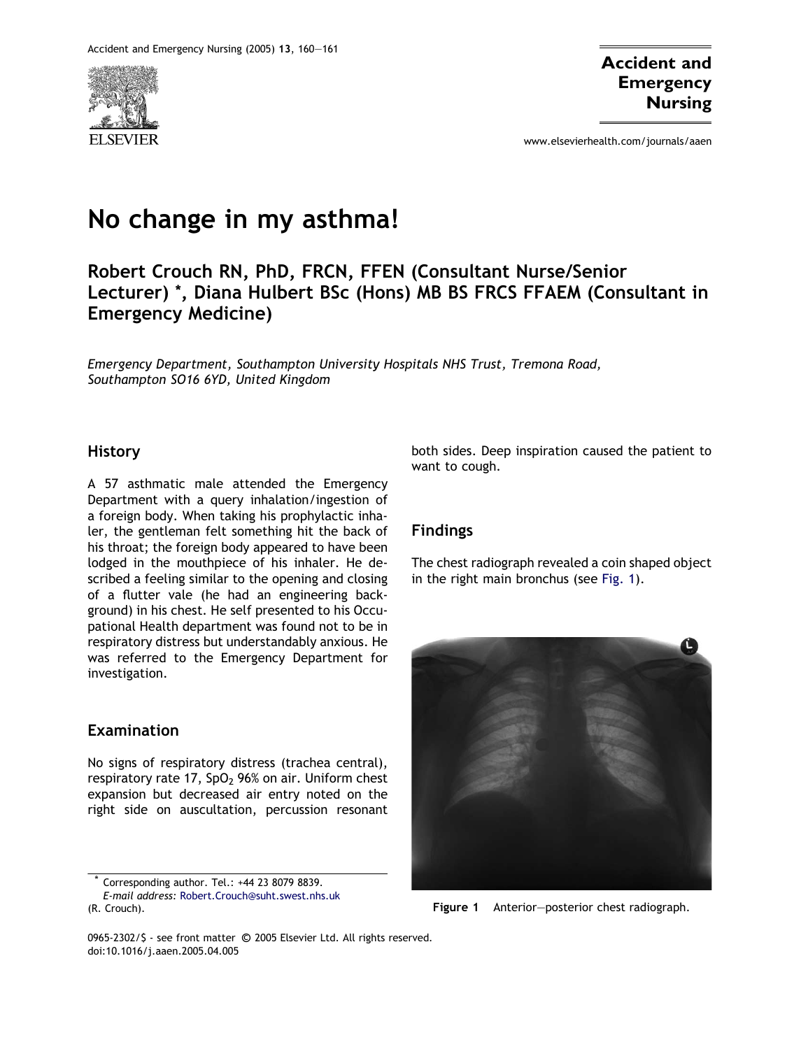# No change in my asthma!

**Robert Crouch RN, PhD, FRCN, FFEN (Consultant Nurse/Senior Lecturer) \*, Diana Hulbert BSc (Hons) MB BS FRCS FFAEM (Consultant in Emergency Medicine)**

*Emergency Department, Southampton University Hospitals NHS Trust, Tremona Road, Southampton SO16 6YD, United Kingdom*

## History

A 57 asthmatic male attended the Emergency Department with a query inhalation/ingestion of a foreign body. When taking his prophylactic inhaler, the gentleman felt something hit the back of his throat; the foreign body appeared to have been lodged in the mouthpiece of his inhaler. He described a feeling similar to the opening and closing of a flutter vale (he had an engineering background) in his chest. He self presented to his Occupational Health department was found not to be in respiratory distress but understandably anxious. He was referred to the Emergency Department for investigation.

## Examination

No signs of respiratory distress (trachea central), respiratory rate 17, $SpO_2$ 96% on air. Uniform chest expansion but decreased air entry noted on the right side on auscultation, percussion resonant both sides. Deep inspiration caused the patient to want to cough.

## Findings

The chest radiograph revealed a coin shaped object in the right main bronchus (see Fig. 1).

**Figure 1** Anterior–posterior chest radiograph.

\* Corresponding author. Tel.: +44 23 8079 8839.
*E-mail address:* Robert.Crouch@suht.swest.nhs.uk (R. Crouch).

0965-2302/$ - see front matter © 2005 Elsevier Ltd. All rights reserved.
doi:10.1016/j.aaen.2005.04.005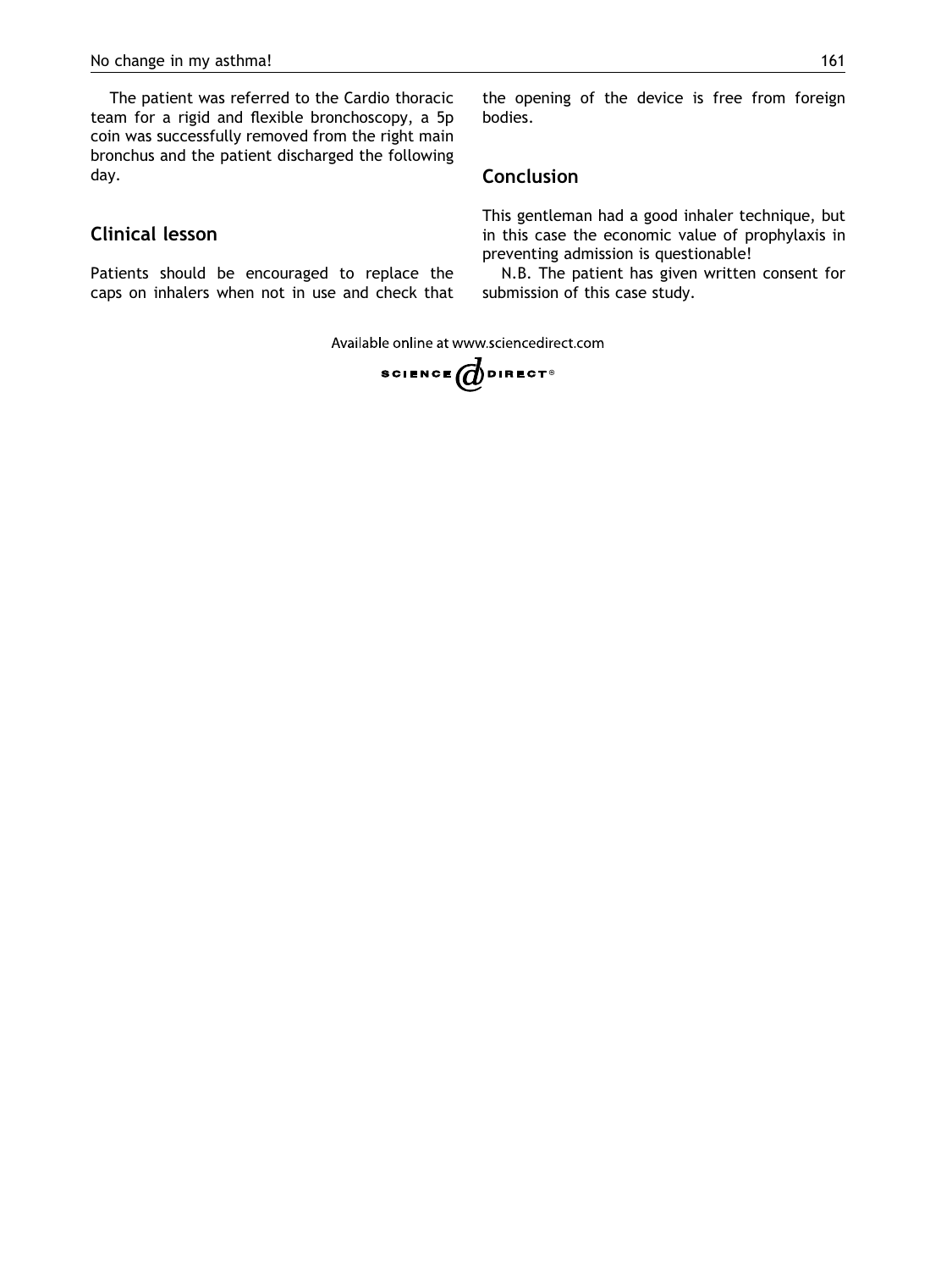The patient was referred to the Cardio thoracic team for a rigid and flexible bronchoscopy, a 5p coin was successfully removed from the right main bronchus and the patient discharged the following day.

## Clinical lesson

Patients should be encouraged to replace the caps on inhalers when not in use and check that the opening of the device is free from foreign bodies.

## Conclusion

This gentleman had a good inhaler technique, but in this case the economic value of prophylaxis in preventing admission is questionable!

N.B. The patient has given written consent for submission of this case study.

Available online at www.sciencedirect.com

SCIENCE DIRECT®